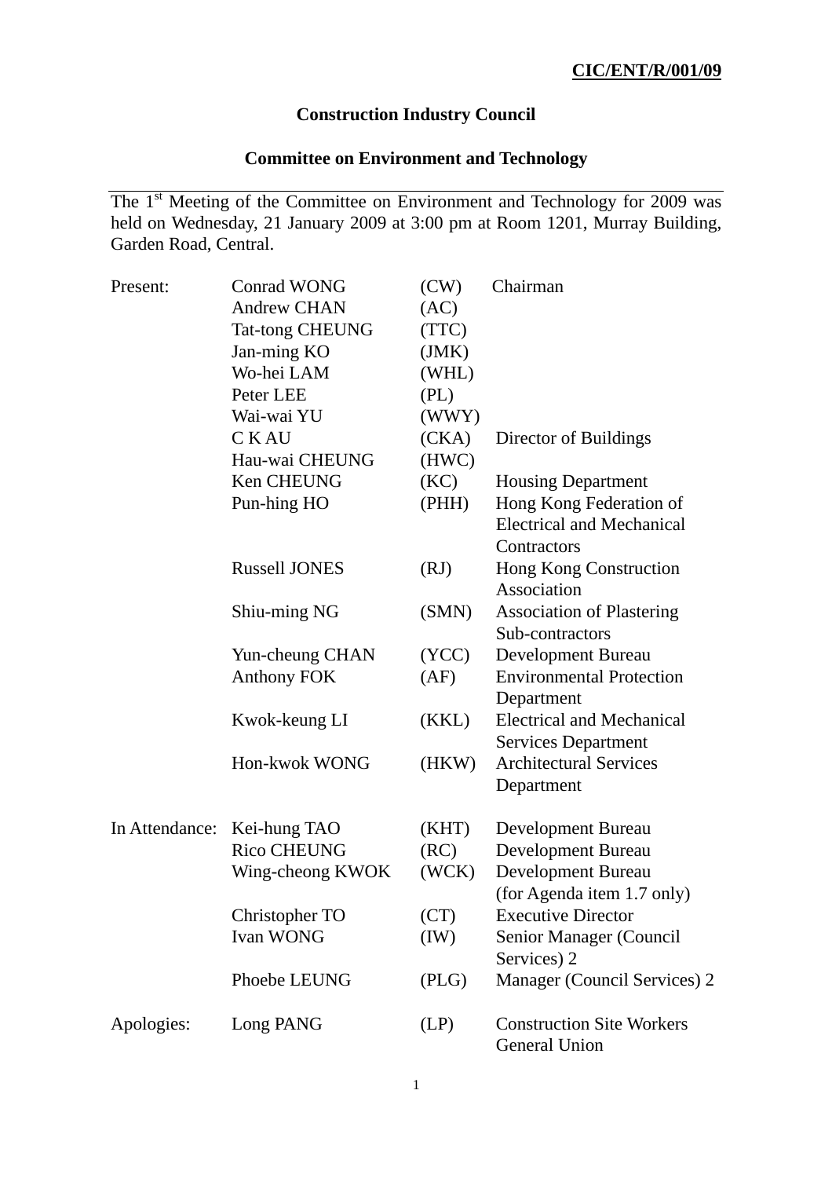**CIC/ENT/R/001/09**

# Construction Industry Council

## Committee on Environment and Technology

The 1st Meeting of the Committee on Environment and Technology for 2009 was held on Wednesday, 21 January 2009 at 3:00 pm at Room 1201, Murray Building, Garden Road, Central.

| | | | |
|---|---|---|---|
| Present: | Conrad WONG | (CW) | Chairman |
| | Andrew CHAN | (AC) | |
| | Tat-tong CHEUNG | (TTC) | |
| | Jan-ming KO | (JMK) | |
| | Wo-hei LAM | (WHL) | |
| | Peter LEE | (PL) | |
| | Wai-wai YU | (WWY) | |
| | C K AU | (CKA) | Director of Buildings |
| | Hau-wai CHEUNG | (HWC) | |
| | Ken CHEUNG | (KC) | Housing Department |
| | Pun-hing HO | (PHH) | Hong Kong Federation of Electrical and Mechanical Contractors |
| | Russell JONES | (RJ) | Hong Kong Construction Association |
| | Shiu-ming NG | (SMN) | Association of Plastering Sub-contractors |
| | Yun-cheung CHAN | (YCC) | Development Bureau |
| | Anthony FOK | (AF) | Environmental Protection Department |
| | Kwok-keung LI | (KKL) | Electrical and Mechanical Services Department |
| | Hon-kwok WONG | (HKW) | Architectural Services Department |
| In Attendance: | Kei-hung TAO | (KHT) | Development Bureau |
| | Rico CHEUNG | (RC) | Development Bureau |
| | Wing-cheong KWOK | (WCK) | Development Bureau (for Agenda item 1.7 only) |
| | Christopher TO | (CT) | Executive Director |
| | Ivan WONG | (IW) | Senior Manager (Council Services) 2 |
| | Phoebe LEUNG | (PLG) | Manager (Council Services) 2 |
| Apologies: | Long PANG | (LP) | Construction Site Workers General Union |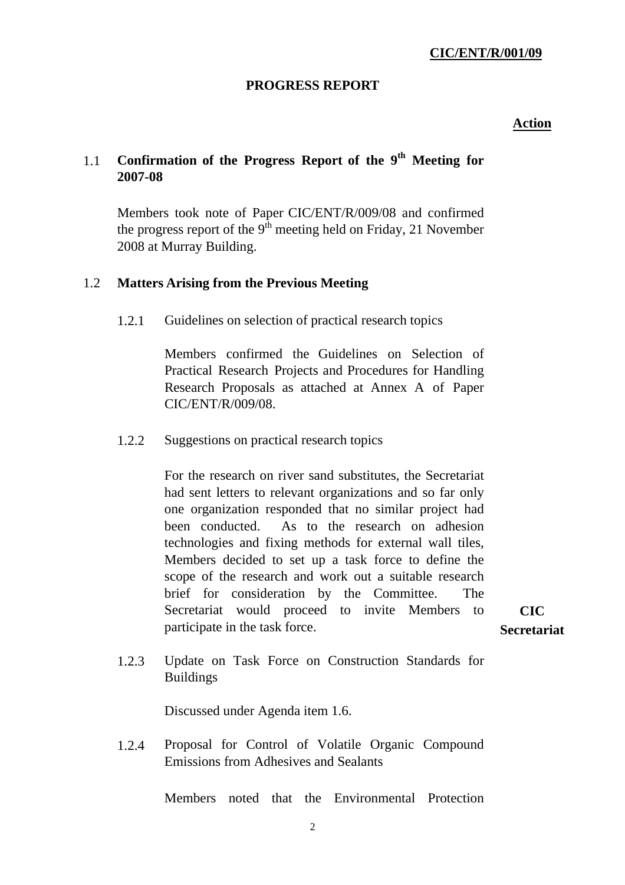**CIC/ENT/R/001/09**

## PROGRESS REPORT

**Action**

### 1.1 Confirmation of the Progress Report of the 9th Meeting for 2007-08

Members took note of Paper CIC/ENT/R/009/08 and confirmed the progress report of the 9th meeting held on Friday, 21 November 2008 at Murray Building.

### 1.2 Matters Arising from the Previous Meeting

1.2.1 Guidelines on selection of practical research topics

Members confirmed the Guidelines on Selection of Practical Research Projects and Procedures for Handling Research Proposals as attached at Annex A of Paper CIC/ENT/R/009/08.

1.2.2 Suggestions on practical research topics

For the research on river sand substitutes, the Secretariat had sent letters to relevant organizations and so far only one organization responded that no similar project had been conducted. As to the research on adhesion technologies and fixing methods for external wall tiles, Members decided to set up a task force to define the scope of the research and work out a suitable research brief for consideration by the Committee. The Secretariat would proceed to invite Members to participate in the task force. **CIC Secretariat**

1.2.3 Update on Task Force on Construction Standards for Buildings

Discussed under Agenda item 1.6.

1.2.4 Proposal for Control of Volatile Organic Compound Emissions from Adhesives and Sealants

Members noted that the Environmental Protection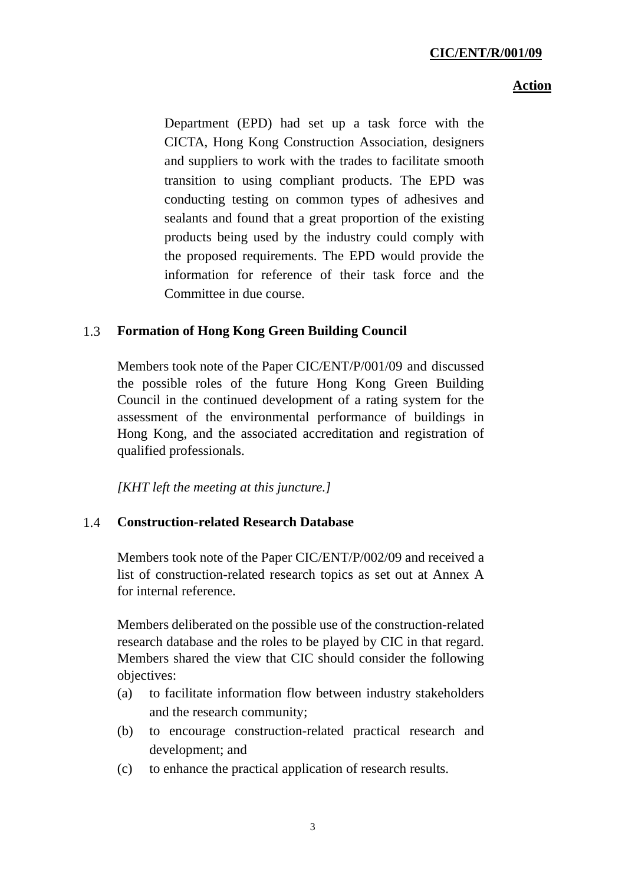Department (EPD) had set up a task force with the CICTA, Hong Kong Construction Association, designers and suppliers to work with the trades to facilitate smooth transition to using compliant products. The EPD was conducting testing on common types of adhesives and sealants and found that a great proportion of the existing products being used by the industry could comply with the proposed requirements. The EPD would provide the information for reference of their task force and the Committee in due course.

### 1.3 Formation of Hong Kong Green Building Council

Members took note of the Paper CIC/ENT/P/001/09 and discussed the possible roles of the future Hong Kong Green Building Council in the continued development of a rating system for the assessment of the environmental performance of buildings in Hong Kong, and the associated accreditation and registration of qualified professionals.

*[KHT left the meeting at this juncture.]*

### 1.4 Construction-related Research Database

Members took note of the Paper CIC/ENT/P/002/09 and received a list of construction-related research topics as set out at Annex A for internal reference.

Members deliberated on the possible use of the construction-related research database and the roles to be played by CIC in that regard. Members shared the view that CIC should consider the following objectives:

(a) to facilitate information flow between industry stakeholders and the research community;

(b) to encourage construction-related practical research and development; and

(c) to enhance the practical application of research results.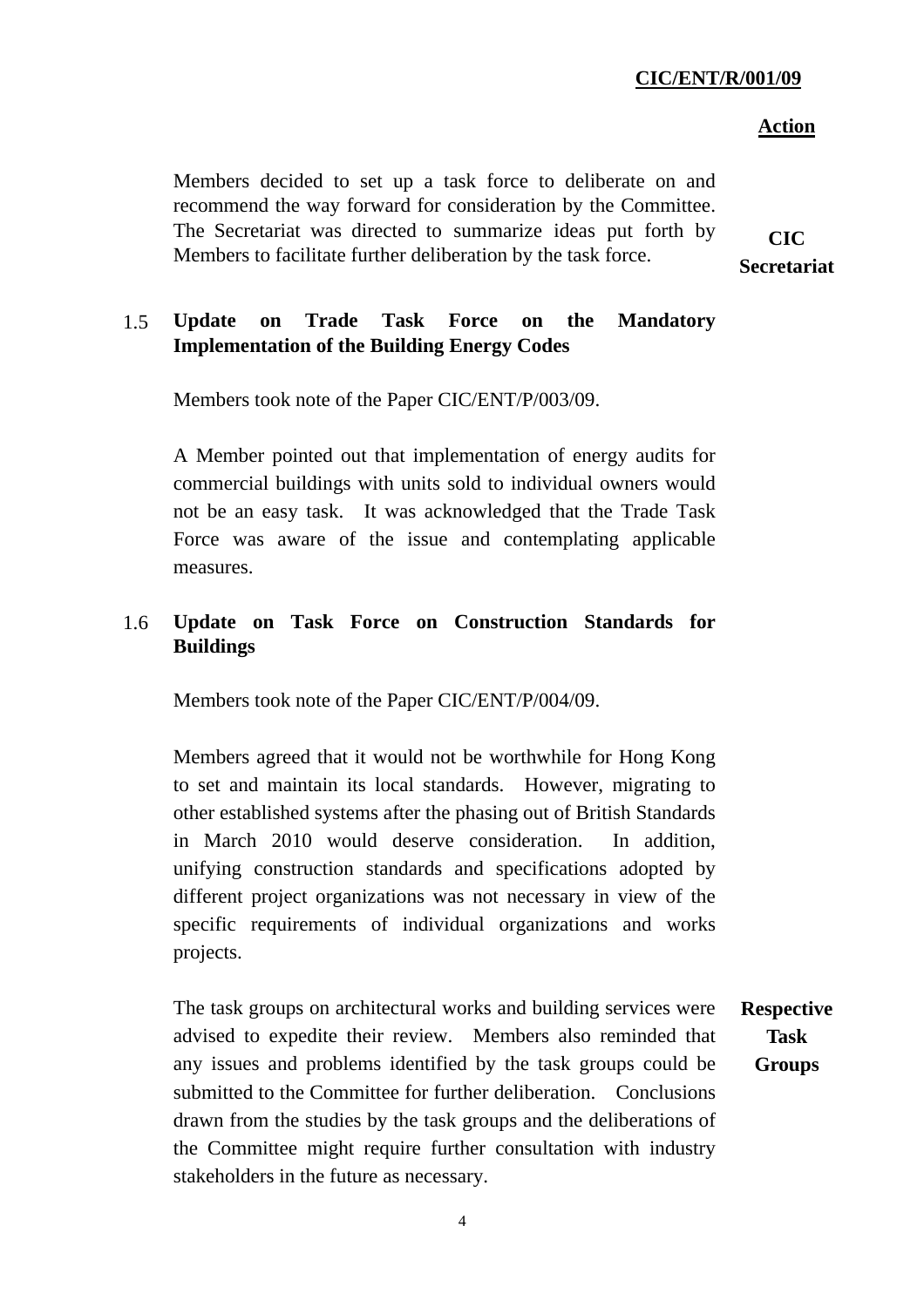**Action**

Members decided to set up a task force to deliberate on and recommend the way forward for consideration by the Committee. The Secretariat was directed to summarize ideas put forth by Members to facilitate further deliberation by the task force. **CIC Secretariat**

### 1.5 Update on Trade Task Force on the Mandatory Implementation of the Building Energy Codes

Members took note of the Paper CIC/ENT/P/003/09.

A Member pointed out that implementation of energy audits for commercial buildings with units sold to individual owners would not be an easy task. It was acknowledged that the Trade Task Force was aware of the issue and contemplating applicable measures.

### 1.6 Update on Task Force on Construction Standards for Buildings

Members took note of the Paper CIC/ENT/P/004/09.

Members agreed that it would not be worthwhile for Hong Kong to set and maintain its local standards. However, migrating to other established systems after the phasing out of British Standards in March 2010 would deserve consideration. In addition, unifying construction standards and specifications adopted by different project organizations was not necessary in view of the specific requirements of individual organizations and works projects.

The task groups on architectural works and building services were advised to expedite their review. Members also reminded that any issues and problems identified by the task groups could be submitted to the Committee for further deliberation. Conclusions drawn from the studies by the task groups and the deliberations of the Committee might require further consultation with industry stakeholders in the future as necessary. **Respective Task Groups**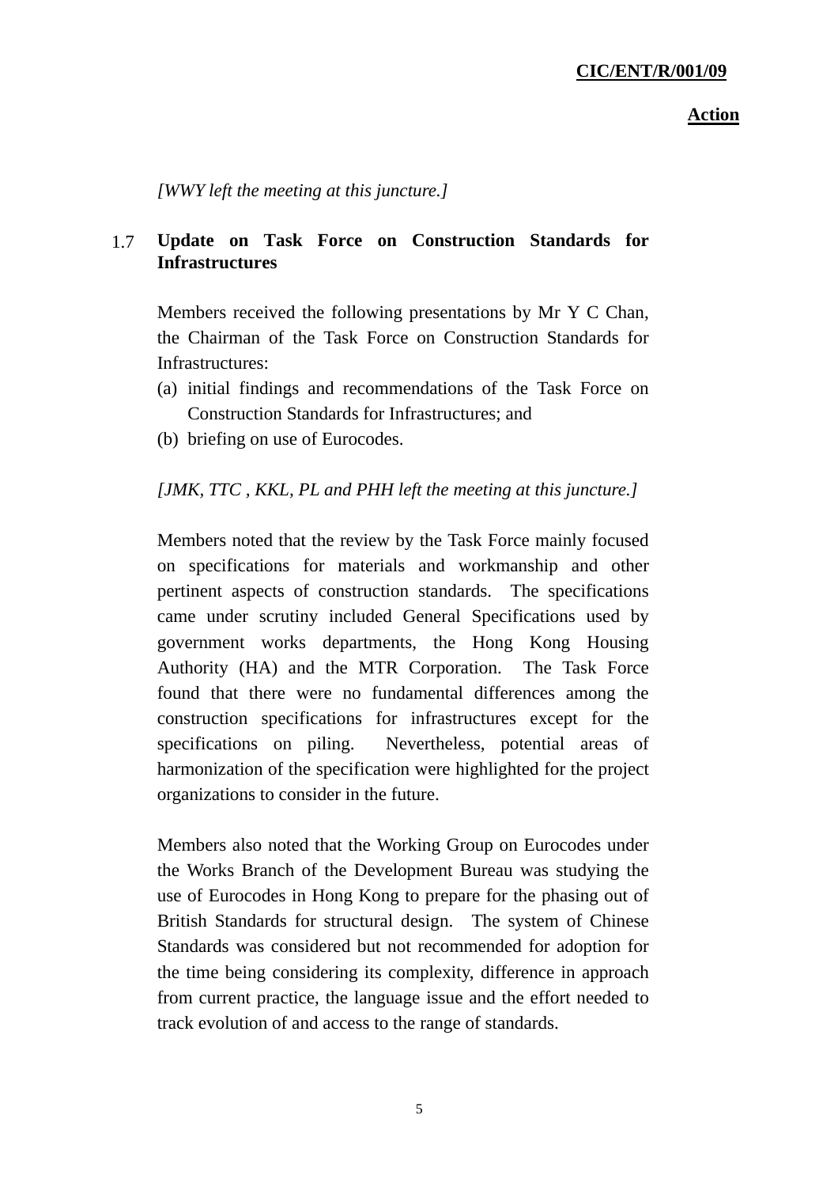*[WWY left the meeting at this juncture.]*

1.7 **Update on Task Force on Construction Standards for Infrastructures**

Members received the following presentations by Mr Y C Chan, the Chairman of the Task Force on Construction Standards for Infrastructures:

(a) initial findings and recommendations of the Task Force on Construction Standards for Infrastructures; and
(b) briefing on use of Eurocodes.

*[JMK, TTC , KKL, PL and PHH left the meeting at this juncture.]*

Members noted that the review by the Task Force mainly focused on specifications for materials and workmanship and other pertinent aspects of construction standards. The specifications came under scrutiny included General Specifications used by government works departments, the Hong Kong Housing Authority (HA) and the MTR Corporation. The Task Force found that there were no fundamental differences among the construction specifications for infrastructures except for the specifications on piling. Nevertheless, potential areas of harmonization of the specification were highlighted for the project organizations to consider in the future.

Members also noted that the Working Group on Eurocodes under the Works Branch of the Development Bureau was studying the use of Eurocodes in Hong Kong to prepare for the phasing out of British Standards for structural design. The system of Chinese Standards was considered but not recommended for adoption for the time being considering its complexity, difference in approach from current practice, the language issue and the effort needed to track evolution of and access to the range of standards.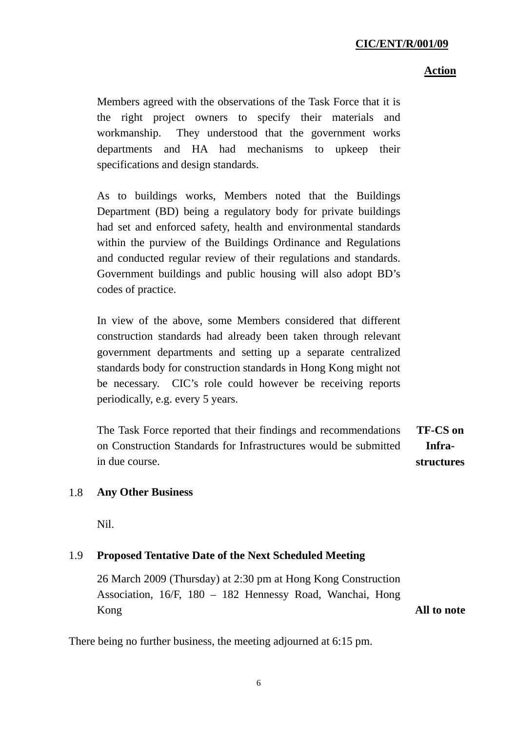**Action**

Members agreed with the observations of the Task Force that it is the right project owners to specify their materials and workmanship. They understood that the government works departments and HA had mechanisms to upkeep their specifications and design standards.

As to buildings works, Members noted that the Buildings Department (BD) being a regulatory body for private buildings had set and enforced safety, health and environmental standards within the purview of the Buildings Ordinance and Regulations and conducted regular review of their regulations and standards. Government buildings and public housing will also adopt BD's codes of practice.

In view of the above, some Members considered that different construction standards had already been taken through relevant government departments and setting up a separate centralized standards body for construction standards in Hong Kong might not be necessary. CIC's role could however be receiving reports periodically, e.g. every 5 years.

The Task Force reported that their findings and recommendations on Construction Standards for Infrastructures would be submitted in due course. **TF-CS on Infra-structures**

1.8 **Any Other Business**

Nil.

1.9 **Proposed Tentative Date of the Next Scheduled Meeting**

26 March 2009 (Thursday) at 2:30 pm at Hong Kong Construction Association, 16/F, 180 – 182 Hennessy Road, Wanchai, Hong Kong **All to note**

There being no further business, the meeting adjourned at 6:15 pm.